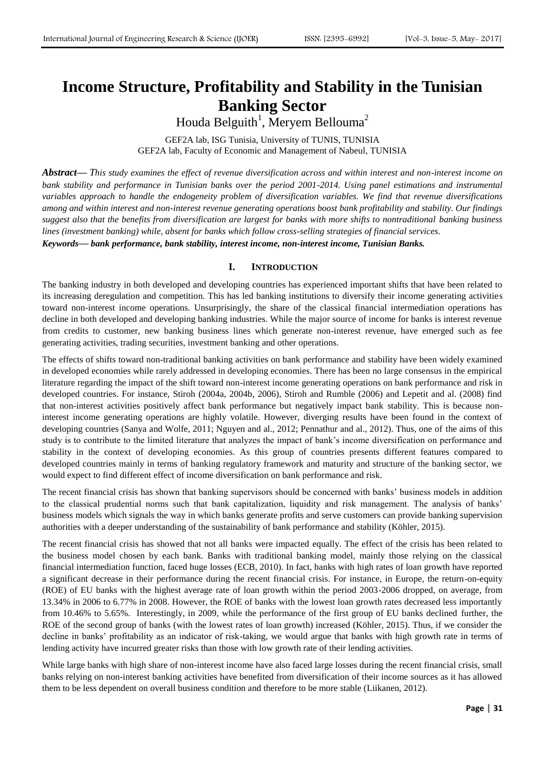# Income Structure, Profitability and Stability in the Tunisian Banking Sector

Houda Belguith[1], Meryem Bellouma[2]

GEF2A lab, ISG Tunisia, University of TUNIS, TUNISIA
GEF2A lab, Faculty of Economic and Management of Nabeul, TUNISIA

***Abstract***— *This study examines the effect of revenue diversification across and within interest and non-interest income on bank stability and performance in Tunisian banks over the period 2001-2014. Using panel estimations and instrumental variables approach to handle the endogeneity problem of diversification variables. We find that revenue diversifications among and within interest and non-interest revenue generating operations boost bank profitability and stability. Our findings suggest also that the benefits from diversification are largest for banks with more shifts to nontraditional banking business lines (investment banking) while, absent for banks which follow cross-selling strategies of financial services.*

***Keywords***— ***bank performance, bank stability, interest income, non-interest income, Tunisian Banks.***

## I. Introduction

The banking industry in both developed and developing countries has experienced important shifts that have been related to its increasing deregulation and competition. This has led banking institutions to diversify their income generating activities toward non-interest income operations. Unsurprisingly, the share of the classical financial intermediation operations has decline in both developed and developing banking industries. While the major source of income for banks is interest revenue from credits to customer, new banking business lines which generate non-interest revenue, have emerged such as fee generating activities, trading securities, investment banking and other operations.

The effects of shifts toward non-traditional banking activities on bank performance and stability have been widely examined in developed economies while rarely addressed in developing economies. There has been no large consensus in the empirical literature regarding the impact of the shift toward non-interest income generating operations on bank performance and risk in developed countries. For instance, Stiroh (2004a, 2004b, 2006), Stiroh and Rumble (2006) and Lepetit and al. (2008) find that non-interest activities positively affect bank performance but negatively impact bank stability. This is because non-interest income generating operations are highly volatile. However, diverging results have been found in the context of developing countries (Sanya and Wolfe, 2011; Nguyen and al., 2012; Pennathur and al., 2012). Thus, one of the aims of this study is to contribute to the limited literature that analyzes the impact of bank's income diversification on performance and stability in the context of developing economies. As this group of countries presents different features compared to developed countries mainly in terms of banking regulatory framework and maturity and structure of the banking sector, we would expect to find different effect of income diversification on bank performance and risk.

The recent financial crisis has shown that banking supervisors should be concerned with banks' business models in addition to the classical prudential norms such that bank capitalization, liquidity and risk management. The analysis of banks' business models which signals the way in which banks generate profits and serve customers can provide banking supervision authorities with a deeper understanding of the sustainability of bank performance and stability (Köhler, 2015).

The recent financial crisis has showed that not all banks were impacted equally. The effect of the crisis has been related to the business model chosen by each bank. Banks with traditional banking model, mainly those relying on the classical financial intermediation function, faced huge losses (ECB, 2010). In fact, banks with high rates of loan growth have reported a significant decrease in their performance during the recent financial crisis. For instance, in Europe, the return-on-equity (ROE) of EU banks with the highest average rate of loan growth within the period 2003-2006 dropped, on average, from 13.34% in 2006 to 6.77% in 2008. However, the ROE of banks with the lowest loan growth rates decreased less importantly from 10.46% to 5.65%. Interestingly, in 2009, while the performance of the first group of EU banks declined further, the ROE of the second group of banks (with the lowest rates of loan growth) increased (Köhler, 2015). Thus, if we consider the decline in banks' profitability as an indicator of risk-taking, we would argue that banks with high growth rate in terms of lending activity have incurred greater risks than those with low growth rate of their lending activities.

While large banks with high share of non-interest income have also faced large losses during the recent financial crisis, small banks relying on non-interest banking activities have benefited from diversification of their income sources as it has allowed them to be less dependent on overall business condition and therefore to be more stable (Liikanen, 2012).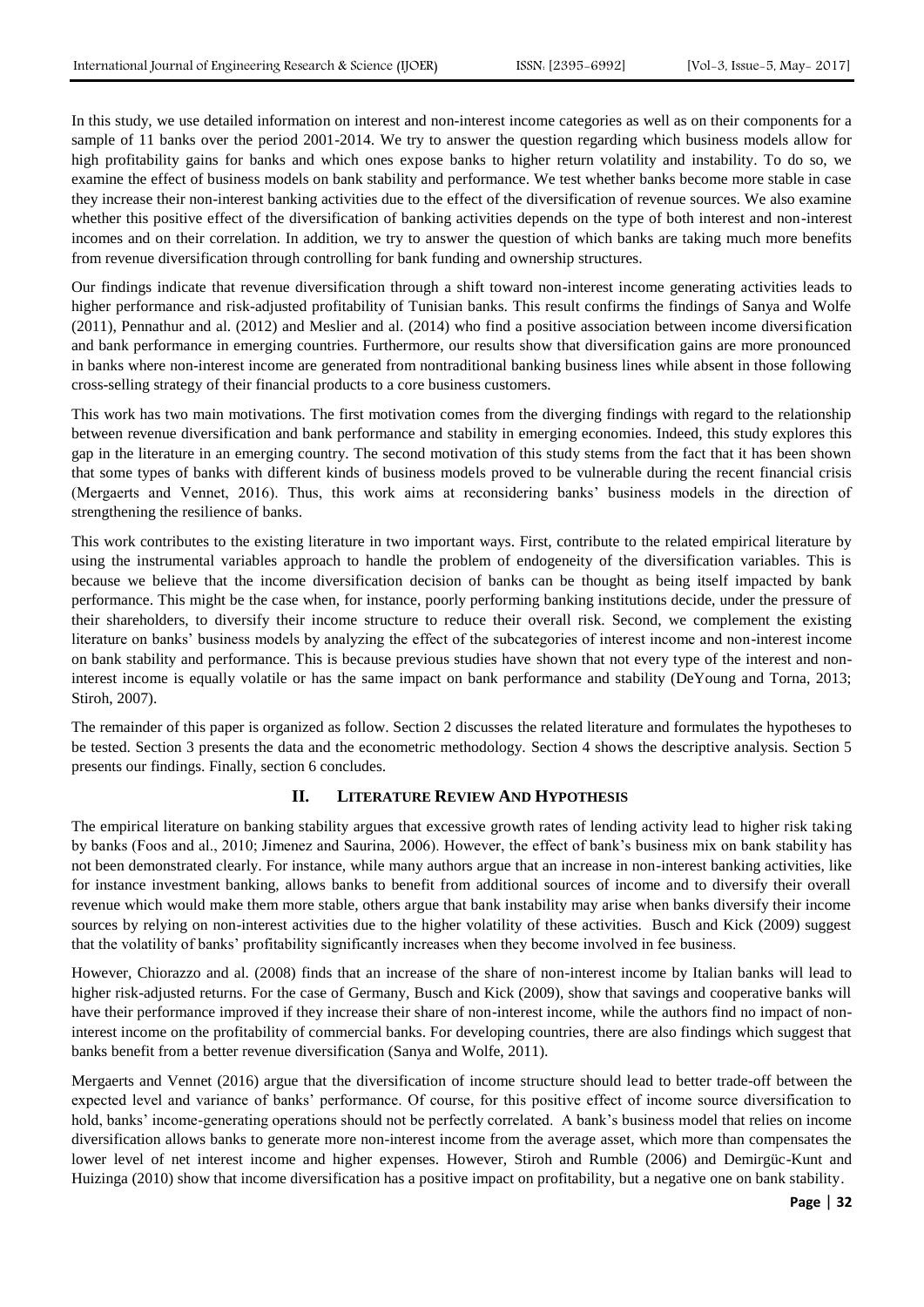In this study, we use detailed information on interest and non-interest income categories as well as on their components for a sample of 11 banks over the period 2001-2014. We try to answer the question regarding which business models allow for high profitability gains for banks and which ones expose banks to higher return volatility and instability. To do so, we examine the effect of business models on bank stability and performance. We test whether banks become more stable in case they increase their non-interest banking activities due to the effect of the diversification of revenue sources. We also examine whether this positive effect of the diversification of banking activities depends on the type of both interest and non-interest incomes and on their correlation. In addition, we try to answer the question of which banks are taking much more benefits from revenue diversification through controlling for bank funding and ownership structures.

Our findings indicate that revenue diversification through a shift toward non-interest income generating activities leads to higher performance and risk-adjusted profitability of Tunisian banks. This result confirms the findings of Sanya and Wolfe (2011), Pennathur and al. (2012) and Meslier and al. (2014) who find a positive association between income diversification and bank performance in emerging countries. Furthermore, our results show that diversification gains are more pronounced in banks where non-interest income are generated from nontraditional banking business lines while absent in those following cross-selling strategy of their financial products to a core business customers.

This work has two main motivations. The first motivation comes from the diverging findings with regard to the relationship between revenue diversification and bank performance and stability in emerging economies. Indeed, this study explores this gap in the literature in an emerging country. The second motivation of this study stems from the fact that it has been shown that some types of banks with different kinds of business models proved to be vulnerable during the recent financial crisis (Mergaerts and Vennet, 2016). Thus, this work aims at reconsidering banks' business models in the direction of strengthening the resilience of banks.

This work contributes to the existing literature in two important ways. First, contribute to the related empirical literature by using the instrumental variables approach to handle the problem of endogeneity of the diversification variables. This is because we believe that the income diversification decision of banks can be thought as being itself impacted by bank performance. This might be the case when, for instance, poorly performing banking institutions decide, under the pressure of their shareholders, to diversify their income structure to reduce their overall risk. Second, we complement the existing literature on banks' business models by analyzing the effect of the subcategories of interest income and non-interest income on bank stability and performance. This is because previous studies have shown that not every type of the interest and non-interest income is equally volatile or has the same impact on bank performance and stability (DeYoung and Torna, 2013; Stiroh, 2007).

The remainder of this paper is organized as follow. Section 2 discusses the related literature and formulates the hypotheses to be tested. Section 3 presents the data and the econometric methodology. Section 4 shows the descriptive analysis. Section 5 presents our findings. Finally, section 6 concludes.

## II. LITERATURE REVIEW AND HYPOTHESIS

The empirical literature on banking stability argues that excessive growth rates of lending activity lead to higher risk taking by banks (Foos and al., 2010; Jimenez and Saurina, 2006). However, the effect of bank's business mix on bank stability has not been demonstrated clearly. For instance, while many authors argue that an increase in non-interest banking activities, like for instance investment banking, allows banks to benefit from additional sources of income and to diversify their overall revenue which would make them more stable, others argue that bank instability may arise when banks diversify their income sources by relying on non-interest activities due to the higher volatility of these activities. Busch and Kick (2009) suggest that the volatility of banks' profitability significantly increases when they become involved in fee business.

However, Chiorazzo and al. (2008) finds that an increase of the share of non-interest income by Italian banks will lead to higher risk-adjusted returns. For the case of Germany, Busch and Kick (2009), show that savings and cooperative banks will have their performance improved if they increase their share of non-interest income, while the authors find no impact of non-interest income on the profitability of commercial banks. For developing countries, there are also findings which suggest that banks benefit from a better revenue diversification (Sanya and Wolfe, 2011).

Mergaerts and Vennet (2016) argue that the diversification of income structure should lead to better trade-off between the expected level and variance of banks' performance. Of course, for this positive effect of income source diversification to hold, banks' income-generating operations should not be perfectly correlated. A bank's business model that relies on income diversification allows banks to generate more non-interest income from the average asset, which more than compensates the lower level of net interest income and higher expenses. However, Stiroh and Rumble (2006) and Demirgüc-Kunt and Huizinga (2010) show that income diversification has a positive impact on profitability, but a negative one on bank stability.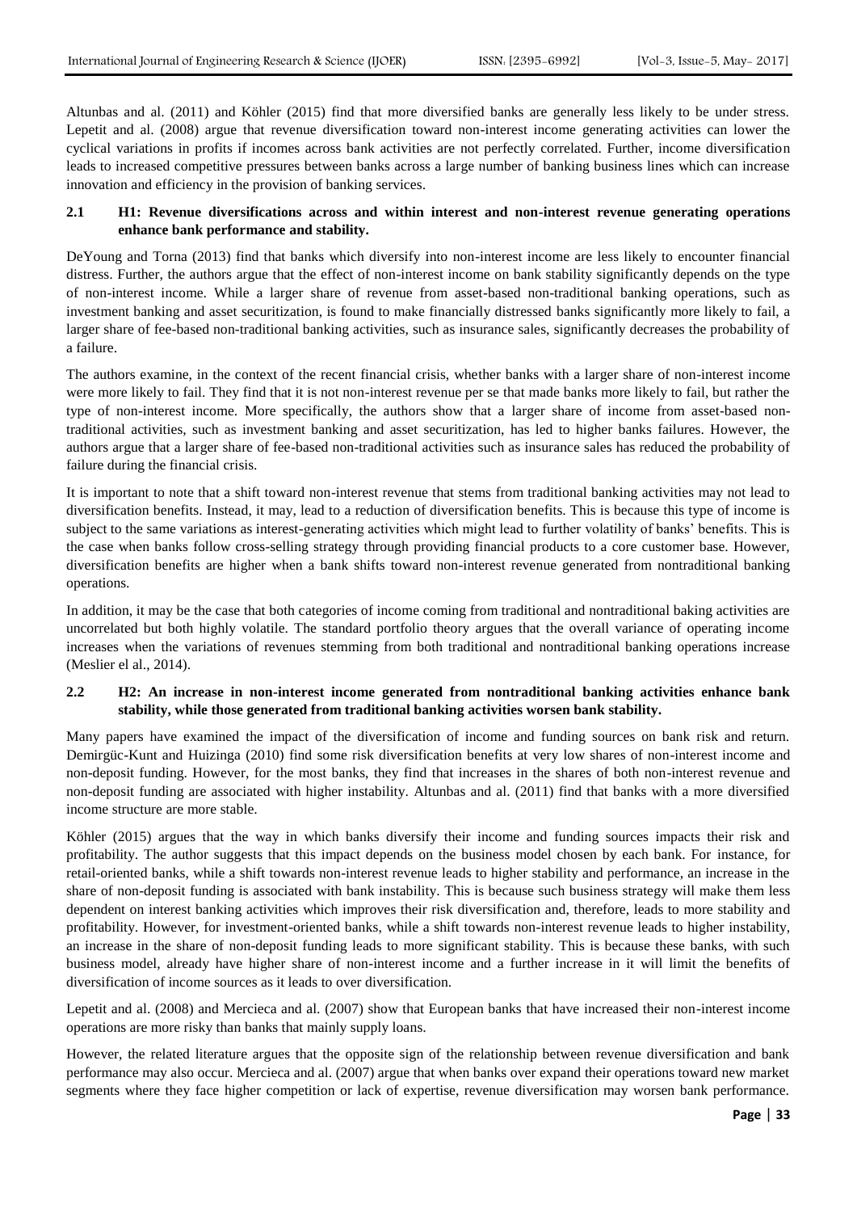Altunbas and al. (2011) and Köhler (2015) find that more diversified banks are generally less likely to be under stress. Lepetit and al. (2008) argue that revenue diversification toward non-interest income generating activities can lower the cyclical variations in profits if incomes across bank activities are not perfectly correlated. Further, income diversification leads to increased competitive pressures between banks across a large number of banking business lines which can increase innovation and efficiency in the provision of banking services.

### 2.1 H1: Revenue diversifications across and within interest and non-interest revenue generating operations enhance bank performance and stability.

DeYoung and Torna (2013) find that banks which diversify into non-interest income are less likely to encounter financial distress. Further, the authors argue that the effect of non-interest income on bank stability significantly depends on the type of non-interest income. While a larger share of revenue from asset-based non-traditional banking operations, such as investment banking and asset securitization, is found to make financially distressed banks significantly more likely to fail, a larger share of fee-based non-traditional banking activities, such as insurance sales, significantly decreases the probability of a failure.

The authors examine, in the context of the recent financial crisis, whether banks with a larger share of non-interest income were more likely to fail. They find that it is not non-interest revenue per se that made banks more likely to fail, but rather the type of non-interest income. More specifically, the authors show that a larger share of income from asset-based non-traditional activities, such as investment banking and asset securitization, has led to higher banks failures. However, the authors argue that a larger share of fee-based non-traditional activities such as insurance sales has reduced the probability of failure during the financial crisis.

It is important to note that a shift toward non-interest revenue that stems from traditional banking activities may not lead to diversification benefits. Instead, it may, lead to a reduction of diversification benefits. This is because this type of income is subject to the same variations as interest-generating activities which might lead to further volatility of banks' benefits. This is the case when banks follow cross-selling strategy through providing financial products to a core customer base. However, diversification benefits are higher when a bank shifts toward non-interest revenue generated from nontraditional banking operations.

In addition, it may be the case that both categories of income coming from traditional and nontraditional baking activities are uncorrelated but both highly volatile. The standard portfolio theory argues that the overall variance of operating income increases when the variations of revenues stemming from both traditional and nontraditional banking operations increase (Meslier el al., 2014).

### 2.2 H2: An increase in non-interest income generated from nontraditional banking activities enhance bank stability, while those generated from traditional banking activities worsen bank stability.

Many papers have examined the impact of the diversification of income and funding sources on bank risk and return. Demirgüc-Kunt and Huizinga (2010) find some risk diversification benefits at very low shares of non-interest income and non-deposit funding. However, for the most banks, they find that increases in the shares of both non-interest revenue and non-deposit funding are associated with higher instability. Altunbas and al. (2011) find that banks with a more diversified income structure are more stable.

Köhler (2015) argues that the way in which banks diversify their income and funding sources impacts their risk and profitability. The author suggests that this impact depends on the business model chosen by each bank. For instance, for retail-oriented banks, while a shift towards non-interest revenue leads to higher stability and performance, an increase in the share of non-deposit funding is associated with bank instability. This is because such business strategy will make them less dependent on interest banking activities which improves their risk diversification and, therefore, leads to more stability and profitability. However, for investment-oriented banks, while a shift towards non-interest revenue leads to higher instability, an increase in the share of non-deposit funding leads to more significant stability. This is because these banks, with such business model, already have higher share of non-interest income and a further increase in it will limit the benefits of diversification of income sources as it leads to over diversification.

Lepetit and al. (2008) and Mercieca and al. (2007) show that European banks that have increased their non-interest income operations are more risky than banks that mainly supply loans.

However, the related literature argues that the opposite sign of the relationship between revenue diversification and bank performance may also occur. Mercieca and al. (2007) argue that when banks over expand their operations toward new market segments where they face higher competition or lack of expertise, revenue diversification may worsen bank performance.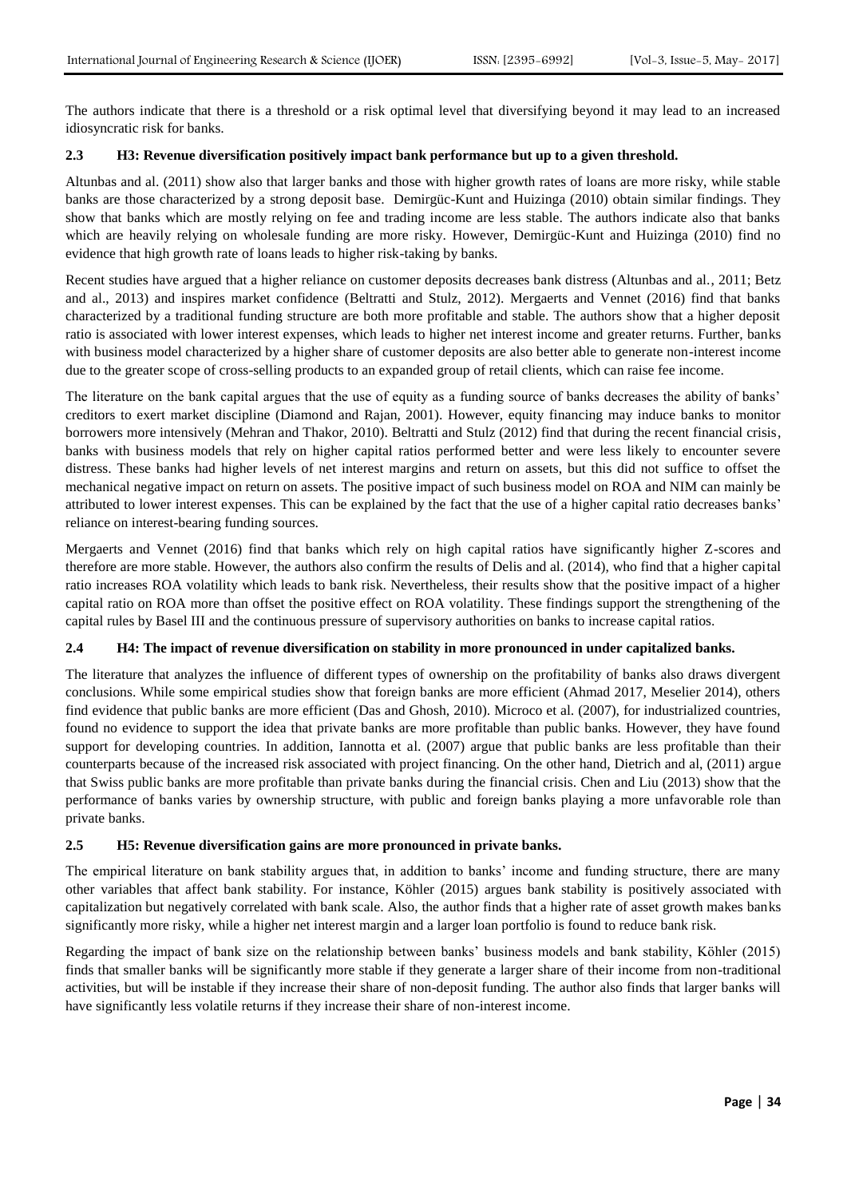The authors indicate that there is a threshold or a risk optimal level that diversifying beyond it may lead to an increased idiosyncratic risk for banks.

### 2.3 H3: Revenue diversification positively impact bank performance but up to a given threshold.

Altunbas and al. (2011) show also that larger banks and those with higher growth rates of loans are more risky, while stable banks are those characterized by a strong deposit base. Demirgüc-Kunt and Huizinga (2010) obtain similar findings. They show that banks which are mostly relying on fee and trading income are less stable. The authors indicate also that banks which are heavily relying on wholesale funding are more risky. However, Demirgüc-Kunt and Huizinga (2010) find no evidence that high growth rate of loans leads to higher risk-taking by banks.

Recent studies have argued that a higher reliance on customer deposits decreases bank distress (Altunbas and al., 2011; Betz and al., 2013) and inspires market confidence (Beltratti and Stulz, 2012). Mergaerts and Vennet (2016) find that banks characterized by a traditional funding structure are both more profitable and stable. The authors show that a higher deposit ratio is associated with lower interest expenses, which leads to higher net interest income and greater returns. Further, banks with business model characterized by a higher share of customer deposits are also better able to generate non-interest income due to the greater scope of cross-selling products to an expanded group of retail clients, which can raise fee income.

The literature on the bank capital argues that the use of equity as a funding source of banks decreases the ability of banks' creditors to exert market discipline (Diamond and Rajan, 2001). However, equity financing may induce banks to monitor borrowers more intensively (Mehran and Thakor, 2010). Beltratti and Stulz (2012) find that during the recent financial crisis, banks with business models that rely on higher capital ratios performed better and were less likely to encounter severe distress. These banks had higher levels of net interest margins and return on assets, but this did not suffice to offset the mechanical negative impact on return on assets. The positive impact of such business model on ROA and NIM can mainly be attributed to lower interest expenses. This can be explained by the fact that the use of a higher capital ratio decreases banks' reliance on interest-bearing funding sources.

Mergaerts and Vennet (2016) find that banks which rely on high capital ratios have significantly higher Z-scores and therefore are more stable. However, the authors also confirm the results of Delis and al. (2014), who find that a higher capital ratio increases ROA volatility which leads to bank risk. Nevertheless, their results show that the positive impact of a higher capital ratio on ROA more than offset the positive effect on ROA volatility. These findings support the strengthening of the capital rules by Basel III and the continuous pressure of supervisory authorities on banks to increase capital ratios.

### 2.4 H4: The impact of revenue diversification on stability in more pronounced in under capitalized banks.

The literature that analyzes the influence of different types of ownership on the profitability of banks also draws divergent conclusions. While some empirical studies show that foreign banks are more efficient (Ahmad 2017, Meselier 2014), others find evidence that public banks are more efficient (Das and Ghosh, 2010). Microco et al. (2007), for industrialized countries, found no evidence to support the idea that private banks are more profitable than public banks. However, they have found support for developing countries. In addition, Iannotta et al. (2007) argue that public banks are less profitable than their counterparts because of the increased risk associated with project financing. On the other hand, Dietrich and al, (2011) argue that Swiss public banks are more profitable than private banks during the financial crisis. Chen and Liu (2013) show that the performance of banks varies by ownership structure, with public and foreign banks playing a more unfavorable role than private banks.

### 2.5 H5: Revenue diversification gains are more pronounced in private banks.

The empirical literature on bank stability argues that, in addition to banks' income and funding structure, there are many other variables that affect bank stability. For instance, Köhler (2015) argues bank stability is positively associated with capitalization but negatively correlated with bank scale. Also, the author finds that a higher rate of asset growth makes banks significantly more risky, while a higher net interest margin and a larger loan portfolio is found to reduce bank risk.

Regarding the impact of bank size on the relationship between banks' business models and bank stability, Köhler (2015) finds that smaller banks will be significantly more stable if they generate a larger share of their income from non-traditional activities, but will be instable if they increase their share of non-deposit funding. The author also finds that larger banks will have significantly less volatile returns if they increase their share of non-interest income.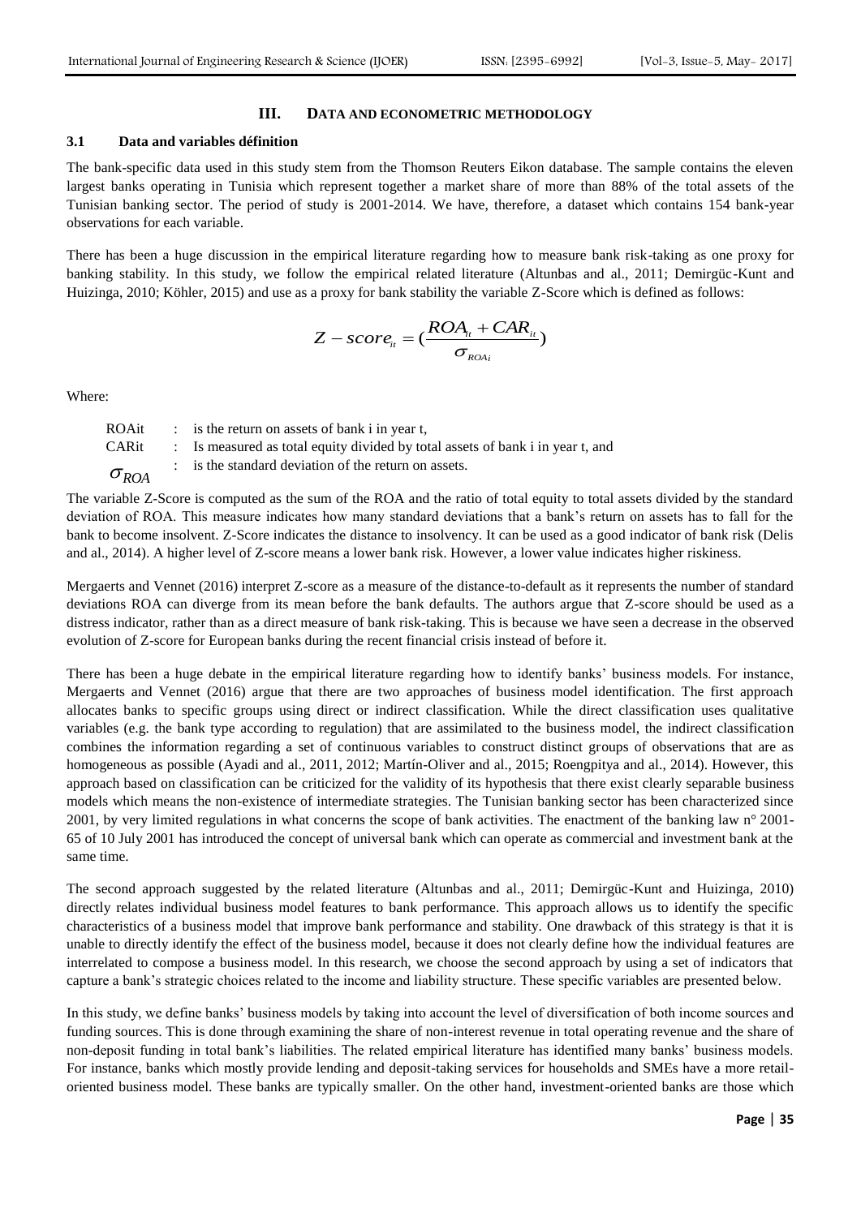## III. DATA AND ECONOMETRIC METHODOLOGY

### 3.1 Data and variables définition

The bank-specific data used in this study stem from the Thomson Reuters Eikon database. The sample contains the eleven largest banks operating in Tunisia which represent together a market share of more than 88% of the total assets of the Tunisian banking sector. The period of study is 2001-2014. We have, therefore, a dataset which contains 154 bank-year observations for each variable.

There has been a huge discussion in the empirical literature regarding how to measure bank risk-taking as one proxy for banking stability. In this study, we follow the empirical related literature (Altunbas and al., 2011; Demirgüc-Kunt and Huizinga, 2010; Köhler, 2015) and use as a proxy for bank stability the variable Z-Score which is defined as follows:

$$Z - score_{it} = \left(\frac{ROA_{it} + CAR_{it}}{\sigma_{ROAi}}\right)$$

Where:

- ROAit : is the return on assets of bank i in year t,
- CARit : Is measured as total equity divided by total assets of bank i in year t, and
- $\sigma_{ROA}$ : is the standard deviation of the return on assets.

The variable Z-Score is computed as the sum of the ROA and the ratio of total equity to total assets divided by the standard deviation of ROA. This measure indicates how many standard deviations that a bank's return on assets has to fall for the bank to become insolvent. Z-Score indicates the distance to insolvency. It can be used as a good indicator of bank risk (Delis and al., 2014). A higher level of Z-score means a lower bank risk. However, a lower value indicates higher riskiness.

Mergaerts and Vennet (2016) interpret Z-score as a measure of the distance-to-default as it represents the number of standard deviations ROA can diverge from its mean before the bank defaults. The authors argue that Z-score should be used as a distress indicator, rather than as a direct measure of bank risk-taking. This is because we have seen a decrease in the observed evolution of Z-score for European banks during the recent financial crisis instead of before it.

There has been a huge debate in the empirical literature regarding how to identify banks' business models. For instance, Mergaerts and Vennet (2016) argue that there are two approaches of business model identification. The first approach allocates banks to specific groups using direct or indirect classification. While the direct classification uses qualitative variables (e.g. the bank type according to regulation) that are assimilated to the business model, the indirect classification combines the information regarding a set of continuous variables to construct distinct groups of observations that are as homogeneous as possible (Ayadi and al., 2011, 2012; Martín-Oliver and al., 2015; Roengpitya and al., 2014). However, this approach based on classification can be criticized for the validity of its hypothesis that there exist clearly separable business models which means the non-existence of intermediate strategies. The Tunisian banking sector has been characterized since 2001, by very limited regulations in what concerns the scope of bank activities. The enactment of the banking law n° 2001-65 of 10 July 2001 has introduced the concept of universal bank which can operate as commercial and investment bank at the same time.

The second approach suggested by the related literature (Altunbas and al., 2011; Demirgüc-Kunt and Huizinga, 2010) directly relates individual business model features to bank performance. This approach allows us to identify the specific characteristics of a business model that improve bank performance and stability. One drawback of this strategy is that it is unable to directly identify the effect of the business model, because it does not clearly define how the individual features are interrelated to compose a business model. In this research, we choose the second approach by using a set of indicators that capture a bank's strategic choices related to the income and liability structure. These specific variables are presented below.

In this study, we define banks' business models by taking into account the level of diversification of both income sources and funding sources. This is done through examining the share of non-interest revenue in total operating revenue and the share of non-deposit funding in total bank's liabilities. The related empirical literature has identified many banks' business models. For instance, banks which mostly provide lending and deposit-taking services for households and SMEs have a more retail-oriented business model. These banks are typically smaller. On the other hand, investment-oriented banks are those which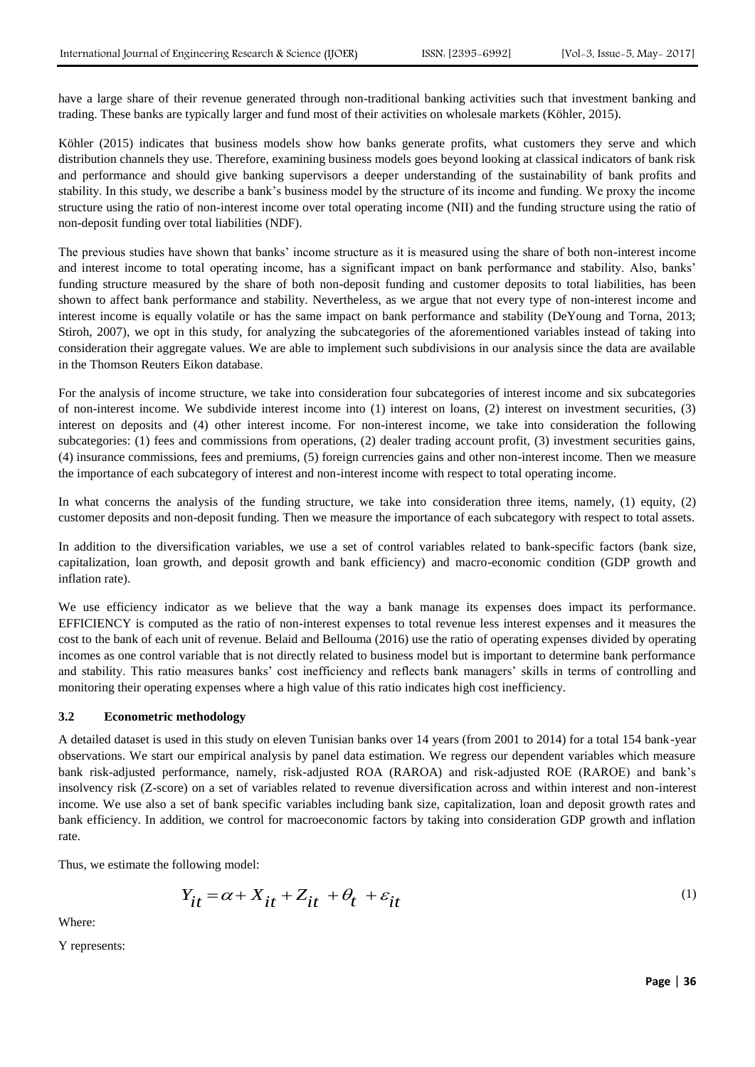have a large share of their revenue generated through non-traditional banking activities such that investment banking and trading. These banks are typically larger and fund most of their activities on wholesale markets (Köhler, 2015).

Köhler (2015) indicates that business models show how banks generate profits, what customers they serve and which distribution channels they use. Therefore, examining business models goes beyond looking at classical indicators of bank risk and performance and should give banking supervisors a deeper understanding of the sustainability of bank profits and stability. In this study, we describe a bank's business model by the structure of its income and funding. We proxy the income structure using the ratio of non-interest income over total operating income (NII) and the funding structure using the ratio of non-deposit funding over total liabilities (NDF).

The previous studies have shown that banks' income structure as it is measured using the share of both non-interest income and interest income to total operating income, has a significant impact on bank performance and stability. Also, banks' funding structure measured by the share of both non-deposit funding and customer deposits to total liabilities, has been shown to affect bank performance and stability. Nevertheless, as we argue that not every type of non-interest income and interest income is equally volatile or has the same impact on bank performance and stability (DeYoung and Torna, 2013; Stiroh, 2007), we opt in this study, for analyzing the subcategories of the aforementioned variables instead of taking into consideration their aggregate values. We are able to implement such subdivisions in our analysis since the data are available in the Thomson Reuters Eikon database.

For the analysis of income structure, we take into consideration four subcategories of interest income and six subcategories of non-interest income. We subdivide interest income into (1) interest on loans, (2) interest on investment securities, (3) interest on deposits and (4) other interest income. For non-interest income, we take into consideration the following subcategories: (1) fees and commissions from operations, (2) dealer trading account profit, (3) investment securities gains, (4) insurance commissions, fees and premiums, (5) foreign currencies gains and other non-interest income. Then we measure the importance of each subcategory of interest and non-interest income with respect to total operating income.

In what concerns the analysis of the funding structure, we take into consideration three items, namely, (1) equity, (2) customer deposits and non-deposit funding. Then we measure the importance of each subcategory with respect to total assets.

In addition to the diversification variables, we use a set of control variables related to bank-specific factors (bank size, capitalization, loan growth, and deposit growth and bank efficiency) and macro-economic condition (GDP growth and inflation rate).

We use efficiency indicator as we believe that the way a bank manage its expenses does impact its performance. EFFICIENCY is computed as the ratio of non-interest expenses to total revenue less interest expenses and it measures the cost to the bank of each unit of revenue. Belaid and Bellouma (2016) use the ratio of operating expenses divided by operating incomes as one control variable that is not directly related to business model but is important to determine bank performance and stability. This ratio measures banks' cost inefficiency and reflects bank managers' skills in terms of controlling and monitoring their operating expenses where a high value of this ratio indicates high cost inefficiency.

### 3.2 Econometric methodology

A detailed dataset is used in this study on eleven Tunisian banks over 14 years (from 2001 to 2014) for a total 154 bank-year observations. We start our empirical analysis by panel data estimation. We regress our dependent variables which measure bank risk-adjusted performance, namely, risk-adjusted ROA (RAROA) and risk-adjusted ROE (RAROE) and bank's insolvency risk (Z-score) on a set of variables related to revenue diversification across and within interest and non-interest income. We use also a set of bank specific variables including bank size, capitalization, loan and deposit growth rates and bank efficiency. In addition, we control for macroeconomic factors by taking into consideration GDP growth and inflation rate.

Thus, we estimate the following model:

$$Y_{it} = \alpha + X_{it} + Z_{it} + \theta_t + \varepsilon_{it} \tag{1}$$

Where:

Y represents: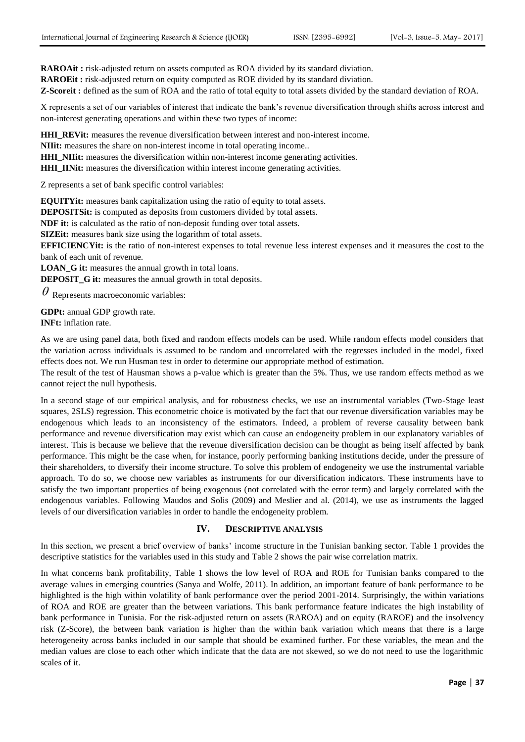**RAROAit :** risk-adjusted return on assets computed as ROA divided by its standard diviation.
**RAROEit :** risk-adjusted return on equity computed as ROE divided by its standard diviation.
**Z-Scoreit :** defined as the sum of ROA and the ratio of total equity to total assets divided by the standard deviation of ROA.

X represents a set of our variables of interest that indicate the bank's revenue diversification through shifts across interest and non-interest generating operations and within these two types of income:

**HHI_REVit:** measures the revenue diversification between interest and non-interest income.
**NIIit:** measures the share on non-interest income in total operating income..
**HHI_NIIit:** measures the diversification within non-interest income generating activities.
**HHI_IINit:** measures the diversification within interest income generating activities.

Z represents a set of bank specific control variables:

**EQUITYit:** measures bank capitalization using the ratio of equity to total assets.
**DEPOSITSit:** is computed as deposits from customers divided by total assets.
**NDF it:** is calculated as the ratio of non-deposit funding over total assets.
**SIZEit:** measures bank size using the logarithm of total assets.
**EFFICIENCYit:** is the ratio of non-interest expenses to total revenue less interest expenses and it measures the cost to the bank of each unit of revenue.
**LOAN_G it:** measures the annual growth in total loans.
**DEPOSIT_G it:** measures the annual growth in total deposits.

$\theta$ Represents macroeconomic variables:

**GDPt:** annual GDP growth rate.
**INFt:** inflation rate.

As we are using panel data, both fixed and random effects models can be used. While random effects model considers that the variation across individuals is assumed to be random and uncorrelated with the regresses included in the model, fixed effects does not. We run Husman test in order to determine our appropriate method of estimation.
The result of the test of Hausman shows a p-value which is greater than the 5%. Thus, we use random effects method as we cannot reject the null hypothesis.

In a second stage of our empirical analysis, and for robustness checks, we use an instrumental variables (Two-Stage least squares, 2SLS) regression. This econometric choice is motivated by the fact that our revenue diversification variables may be endogenous which leads to an inconsistency of the estimators. Indeed, a problem of reverse causality between bank performance and revenue diversification may exist which can cause an endogeneity problem in our explanatory variables of interest. This is because we believe that the revenue diversification decision can be thought as being itself affected by bank performance. This might be the case when, for instance, poorly performing banking institutions decide, under the pressure of their shareholders, to diversify their income structure. To solve this problem of endogeneity we use the instrumental variable approach. To do so, we choose new variables as instruments for our diversification indicators. These instruments have to satisfy the two important properties of being exogenous (not correlated with the error term) and largely correlated with the endogenous variables. Following Maudos and Solis (2009) and Meslier and al. (2014), we use as instruments the lagged levels of our diversification variables in order to handle the endogeneity problem.

## IV. DESCRIPTIVE ANALYSIS

In this section, we present a brief overview of banks' income structure in the Tunisian banking sector. Table 1 provides the descriptive statistics for the variables used in this study and Table 2 shows the pair wise correlation matrix.

In what concerns bank profitability, Table 1 shows the low level of ROA and ROE for Tunisian banks compared to the average values in emerging countries (Sanya and Wolfe, 2011). In addition, an important feature of bank performance to be highlighted is the high within volatility of bank performance over the period 2001-2014. Surprisingly, the within variations of ROA and ROE are greater than the between variations. This bank performance feature indicates the high instability of bank performance in Tunisia. For the risk-adjusted return on assets (RAROA) and on equity (RAROE) and the insolvency risk (Z-Score), the between bank variation is higher than the within bank variation which means that there is a large heterogeneity across banks included in our sample that should be examined further. For these variables, the mean and the median values are close to each other which indicate that the data are not skewed, so we do not need to use the logarithmic scales of it.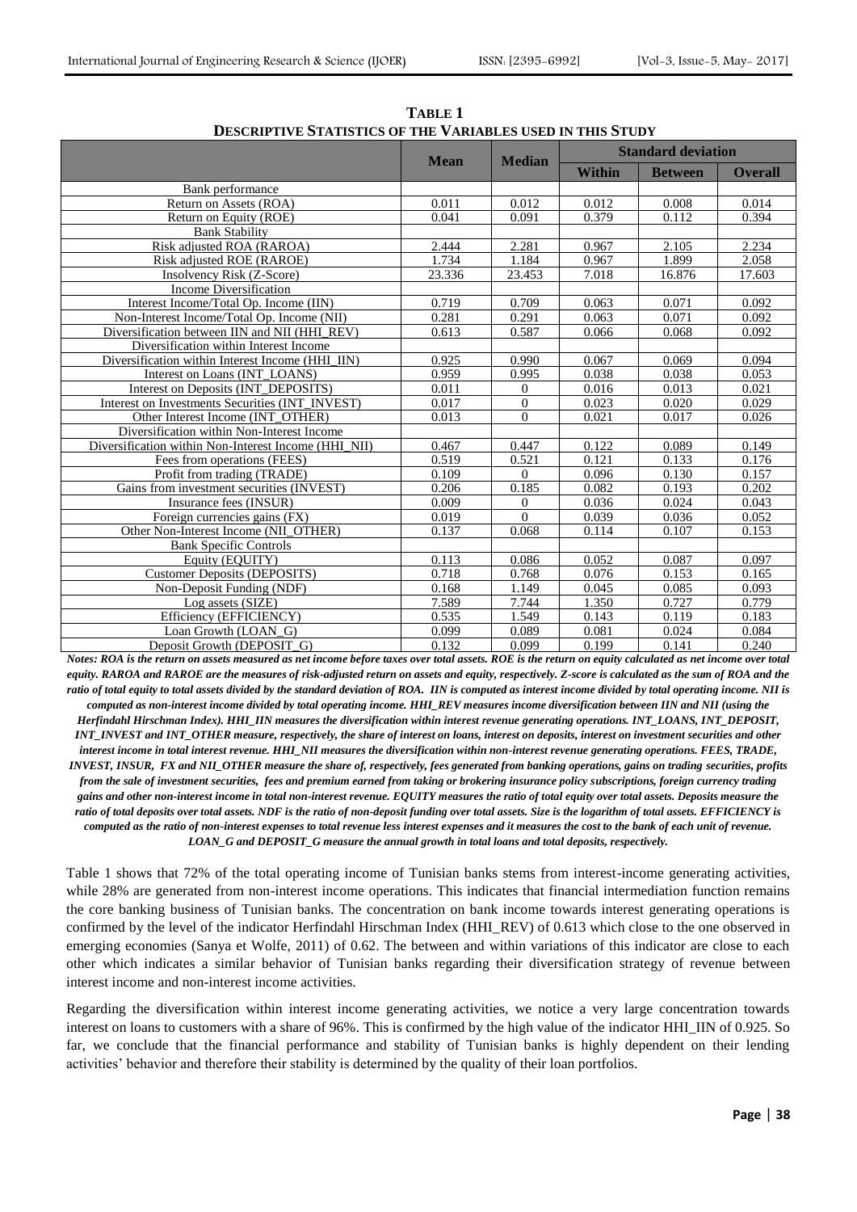**TABLE 1**
**DESCRIPTIVE STATISTICS OF THE VARIABLES USED IN THIS STUDY**

| | Mean | Median | Standard deviation | | |
|---|---|---|---|---|---|
| | | | Within | Between | Overall |
| Bank performance | | | | | |
| Return on Assets (ROA) | 0.011 | 0.012 | 0.012 | 0.008 | 0.014 |
| Return on Equity (ROE) | 0.041 | 0.091 | 0.379 | 0.112 | 0.394 |
| Bank Stability | | | | | |
| Risk adjusted ROA (RAROA) | 2.444 | 2.281 | 0.967 | 2.105 | 2.234 |
| Risk adjusted ROE (RAROE) | 1.734 | 1.184 | 0.967 | 1.899 | 2.058 |
| Insolvency Risk (Z-Score) | 23.336 | 23.453 | 7.018 | 16.876 | 17.603 |
| Income Diversification | | | | | |
| Interest Income/Total Op. Income (IIN) | 0.719 | 0.709 | 0.063 | 0.071 | 0.092 |
| Non-Interest Income/Total Op. Income (NII) | 0.281 | 0.291 | 0.063 | 0.071 | 0.092 |
| Diversification between IIN and NII (HHI_REV) | 0.613 | 0.587 | 0.066 | 0.068 | 0.092 |
| Diversification within Interest Income | | | | | |
| Diversification within Interest Income (HHI_IIN) | 0.925 | 0.990 | 0.067 | 0.069 | 0.094 |
| Interest on Loans (INT_LOANS) | 0.959 | 0.995 | 0.038 | 0.038 | 0.053 |
| Interest on Deposits (INT_DEPOSITS) | 0.011 | 0 | 0.016 | 0.013 | 0.021 |
| Interest on Investments Securities (INT_INVEST) | 0.017 | 0 | 0.023 | 0.020 | 0.029 |
| Other Interest Income (INT_OTHER) | 0.013 | 0 | 0.021 | 0.017 | 0.026 |
| Diversification within Non-Interest Income | | | | | |
| Diversification within Non-Interest Income (HHI_NII) | 0.467 | 0.447 | 0.122 | 0.089 | 0.149 |
| Fees from operations (FEES) | 0.519 | 0.521 | 0.121 | 0.133 | 0.176 |
| Profit from trading (TRADE) | 0.109 | 0 | 0.096 | 0.130 | 0.157 |
| Gains from investment securities (INVEST) | 0.206 | 0.185 | 0.082 | 0.193 | 0.202 |
| Insurance fees (INSUR) | 0.009 | 0 | 0.036 | 0.024 | 0.043 |
| Foreign currencies gains (FX) | 0.019 | 0 | 0.039 | 0.036 | 0.052 |
| Other Non-Interest Income (NII_OTHER) | 0.137 | 0.068 | 0.114 | 0.107 | 0.153 |
| Bank Specific Controls | | | | | |
| Equity (EQUITY) | 0.113 | 0.086 | 0.052 | 0.087 | 0.097 |
| Customer Deposits (DEPOSITS) | 0.718 | 0.768 | 0.076 | 0.153 | 0.165 |
| Non-Deposit Funding (NDF) | 0.168 | 1.149 | 0.045 | 0.085 | 0.093 |
| Log assets (SIZE) | 7.589 | 7.744 | 1.350 | 0.727 | 0.779 |
| Efficiency (EFFICIENCY) | 0.535 | 1.549 | 0.143 | 0.119 | 0.183 |
| Loan Growth (LOAN_G) | 0.099 | 0.089 | 0.081 | 0.024 | 0.084 |
| Deposit Growth (DEPOSIT_G) | 0.132 | 0.099 | 0.199 | 0.141 | 0.240 |

***Notes:** ROA is the return on assets measured as net income before taxes over total assets. ROE is the return on equity calculated as net income over total equity. RAROA and RAROE are the measures of risk-adjusted return on assets and equity, respectively. Z-score is calculated as the sum of ROA and the ratio of total equity to total assets divided by the standard deviation of ROA. IIN is computed as interest income divided by total operating income. NII is computed as non-interest income divided by total operating income. HHI_REV measures income diversification between IIN and NII (using the Herfindahl Hirschman Index). HHI_IIN measures the diversification within interest revenue generating operations. INT_LOANS, INT_DEPOSIT, INT_INVEST and INT_OTHER measure, respectively, the share of interest on loans, interest on deposits, interest on investment securities and other interest income in total interest revenue. HHI_NII measures the diversification within non-interest revenue generating operations. FEES, TRADE, INVEST, INSUR, FX and NII_OTHER measure the share of, respectively, fees generated from banking operations, gains on trading securities, profits from the sale of investment securities, fees and premium earned from taking or brokering insurance policy subscriptions, foreign currency trading gains and other non-interest income in total non-interest revenue. EQUITY measures the ratio of total equity over total assets. Deposits measure the ratio of total deposits over total assets. NDF is the ratio of non-deposit funding over total assets. Size is the logarithm of total assets. EFFICIENCY is computed as the ratio of non-interest expenses to total revenue less interest expenses and it measures the cost to the bank of each unit of revenue. LOAN_G and DEPOSIT_G measure the annual growth in total loans and total deposits, respectively.***

Table 1 shows that 72% of the total operating income of Tunisian banks stems from interest-income generating activities, while 28% are generated from non-interest income operations. This indicates that financial intermediation function remains the core banking business of Tunisian banks. The concentration on bank income towards interest generating operations is confirmed by the level of the indicator Herfindahl Hirschman Index (HHI_REV) of 0.613 which close to the one observed in emerging economies (Sanya et Wolfe, 2011) of 0.62. The between and within variations of this indicator are close to each other which indicates a similar behavior of Tunisian banks regarding their diversification strategy of revenue between interest income and non-interest income activities.

Regarding the diversification within interest income generating activities, we notice a very large concentration towards interest on loans to customers with a share of 96%. This is confirmed by the high value of the indicator HHI_IIN of 0.925. So far, we conclude that the financial performance and stability of Tunisian banks is highly dependent on their lending activities' behavior and therefore their stability is determined by the quality of their loan portfolios.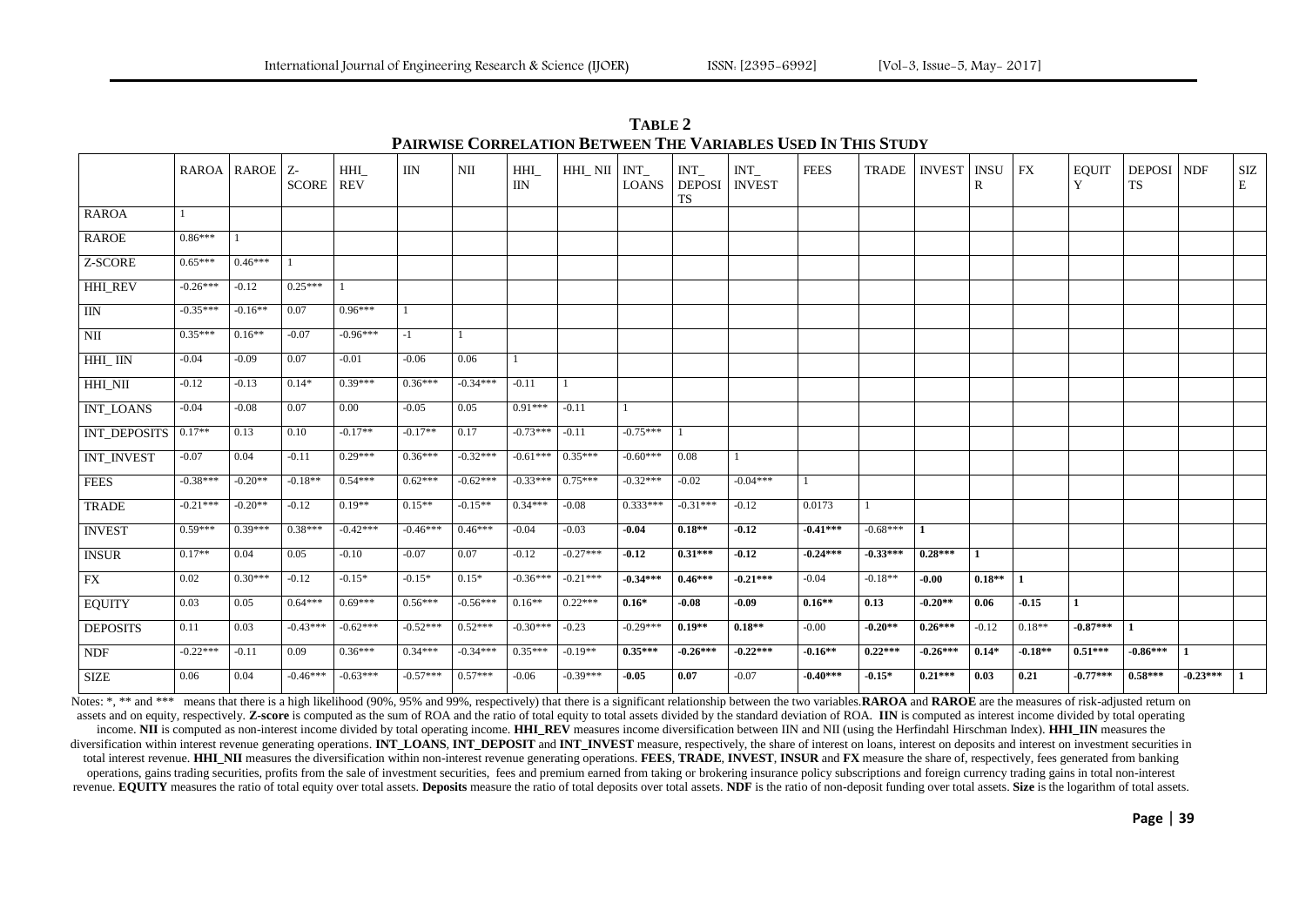**TABLE 2**
**PAIRWISE CORRELATION BETWEEN THE VARIABLES USED IN THIS STUDY**

| | RAROA | RAROE | Z-SCORE | HHI_REV | IIN | NII | HHI_IIN | HHI_NII | INT_LOANS | INT_DEPOSITS | INT_INVEST | FEES | TRADE | INVEST | INSUR | FX | EQUITY | DEPOSITS | NDF | SIZE |
|---|---|---|---|---|---|---|---|---|---|---|---|---|---|---|---|---|---|---|---|---|
| RAROA | 1 | | | | | | | | | | | | | | | | | | | |
| RAROE | 0.86*** | 1 | | | | | | | | | | | | | | | | | | |
| Z-SCORE | 0.65*** | 0.46*** | 1 | | | | | | | | | | | | | | | | | |
| HHI_REV | -0.26*** | -0.12 | 0.25*** | 1 | | | | | | | | | | | | | | | | |
| IIN | -0.35*** | -0.16** | 0.07 | 0.96*** | 1 | | | | | | | | | | | | | | | |
| NII | 0.35*** | 0.16** | -0.07 | -0.96*** | -1 | 1 | | | | | | | | | | | | | | |
| HHI_ IIN | -0.04 | -0.09 | 0.07 | -0.01 | -0.06 | 0.06 | 1 | | | | | | | | | | | | | |
| HHI_NII | -0.12 | -0.13 | 0.14* | 0.39*** | 0.36*** | -0.34*** | -0.11 | 1 | | | | | | | | | | | | |
| INT_LOANS | -0.04 | -0.08 | 0.07 | 0.00 | -0.05 | 0.05 | 0.91*** | -0.11 | 1 | | | | | | | | | | | |
| INT_DEPOSITS | 0.17** | 0.13 | 0.10 | -0.17** | -0.17** | 0.17 | -0.73*** | -0.11 | -0.75*** | 1 | | | | | | | | | | |
| INT_INVEST | -0.07 | 0.04 | -0.11 | 0.29*** | 0.36*** | -0.32*** | -0.61*** | 0.35*** | -0.60*** | 0.08 | 1 | | | | | | | | | |
| FEES | -0.38*** | -0.20** | -0.18** | 0.54*** | 0.62*** | -0.62*** | -0.33*** | 0.75*** | -0.32*** | -0.02 | -0.04*** | 1 | | | | | | | | |
| TRADE | -0.21*** | -0.20** | -0.12 | 0.19** | 0.15** | -0.15** | 0.34*** | -0.08 | 0.333*** | -0.31*** | -0.12 | 0.0173 | 1 | | | | | | | |
| INVEST | 0.59*** | 0.39*** | 0.38*** | -0.42*** | -0.46*** | 0.46*** | -0.04 | -0.03 | **-0.04** | **0.18**** | **-0.12** | **-0.41***** | -0.68*** | **1** | | | | | | |
| INSUR | 0.17** | 0.04 | 0.05 | -0.10 | -0.07 | 0.07 | -0.12 | -0.27*** | **-0.12** | **0.31***** | **-0.12** | **-0.24***** | **-0.33***** | **0.28***** | **1** | | | | | |
| FX | 0.02 | 0.30*** | -0.12 | -0.15* | -0.15* | 0.15* | -0.36*** | -0.21*** | **-0.34***** | **0.46***** | **-0.21***** | -0.04 | -0.18** | **-0.00** | **0.18**** | **1** | | | | |
| EQUITY | 0.03 | 0.05 | 0.64*** | 0.69*** | 0.56*** | -0.56*** | 0.16** | 0.22*** | **0.16*** | **-0.08** | **-0.09** | **0.16**** | **0.13** | **-0.20**** | **0.06** | **-0.15** | **1** | | | |
| DEPOSITS | 0.11 | 0.03 | -0.43*** | -0.62*** | -0.52*** | 0.52*** | -0.30*** | -0.23 | -0.29*** | **0.19**** | **0.18**** | -0.00 | **-0.20**** | **0.26***** | -0.12 | 0.18** | **-0.87***** | **1** | | |
| NDF | -0.22*** | -0.11 | 0.09 | 0.36*** | 0.34*** | -0.34*** | 0.35*** | -0.19** | **0.35***** | **-0.26***** | **-0.22***** | **-0.16**** | **0.22***** | **-0.26***** | **0.14*** | **-0.18**** | **0.51***** | **-0.86***** | **1** | |
| SIZE | 0.06 | 0.04 | -0.46*** | -0.63*** | -0.57*** | 0.57*** | -0.06 | -0.39*** | **-0.05** | **0.07** | -0.07 | **-0.40***** | **-0.15*** | **0.21***** | **0.03** | **0.21** | **-0.77***** | **0.58***** | **-0.23***** | **1** |

Notes: *, ** and *** means that there is a high likelihood (90%, 95% and 99%, respectively) that there is a significant relationship between the two variables. **RAROA** and **RAROE** are the measures of risk-adjusted return on assets and on equity, respectively. **Z-score** is computed as the sum of ROA and the ratio of total equity to total assets divided by the standard deviation of ROA. **IIN** is computed as interest income divided by total operating income. **NII** is computed as non-interest income divided by total operating income. **HHI_REV** measures income diversification between IIN and NII (using the Herfindahl Hirschman Index). **HHI_IIN** measures the diversification within interest revenue generating operations. **INT_LOANS**, **INT_DEPOSIT** and **INT_INVEST** measure, respectively, the share of interest on loans, interest on deposits and interest on investment securities in total interest revenue. **HHI_NII** measures the diversification within non-interest revenue generating operations. **FEES**, **TRADE**, **INVEST**, **INSUR** and **FX** measure the share of, respectively, fees generated from banking operations, gains trading securities, profits from the sale of investment securities, fees and premium earned from taking or brokering insurance policy subscriptions and foreign currency trading gains in total non-interest revenue. **EQUITY** measures the ratio of total equity over total assets. **Deposits** measure the ratio of total deposits over total assets. **NDF** is the ratio of non-deposit funding over total assets. **Size** is the logarithm of total assets.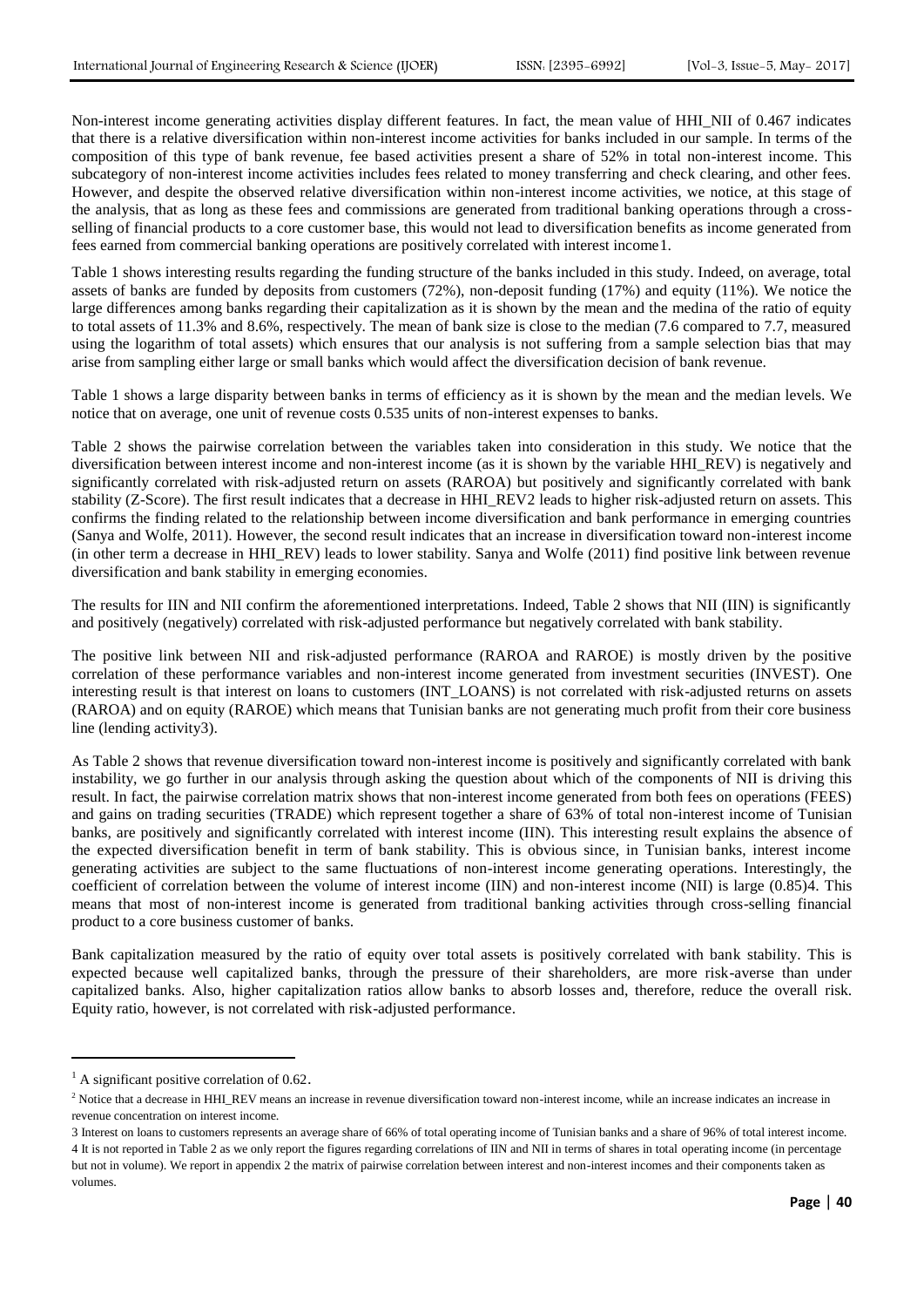Non-interest income generating activities display different features. In fact, the mean value of HHI_NII of 0.467 indicates that there is a relative diversification within non-interest income activities for banks included in our sample. In terms of the composition of this type of bank revenue, fee based activities present a share of 52% in total non-interest income. This subcategory of non-interest income activities includes fees related to money transferring and check clearing, and other fees. However, and despite the observed relative diversification within non-interest income activities, we notice, at this stage of the analysis, that as long as these fees and commissions are generated from traditional banking operations through a cross-selling of financial products to a core customer base, this would not lead to diversification benefits as income generated from fees earned from commercial banking operations are positively correlated with interest income[1].

Table 1 shows interesting results regarding the funding structure of the banks included in this study. Indeed, on average, total assets of banks are funded by deposits from customers (72%), non-deposit funding (17%) and equity (11%). We notice the large differences among banks regarding their capitalization as it is shown by the mean and the medina of the ratio of equity to total assets of 11.3% and 8.6%, respectively. The mean of bank size is close to the median (7.6 compared to 7.7, measured using the logarithm of total assets) which ensures that our analysis is not suffering from a sample selection bias that may arise from sampling either large or small banks which would affect the diversification decision of bank revenue.

Table 1 shows a large disparity between banks in terms of efficiency as it is shown by the mean and the median levels. We notice that on average, one unit of revenue costs 0.535 units of non-interest expenses to banks.

Table 2 shows the pairwise correlation between the variables taken into consideration in this study. We notice that the diversification between interest income and non-interest income (as it is shown by the variable HHI_REV) is negatively and significantly correlated with risk-adjusted return on assets (RAROA) but positively and significantly correlated with bank stability (Z-Score). The first result indicates that a decrease in HHI_REV[2] leads to higher risk-adjusted return on assets. This confirms the finding related to the relationship between income diversification and bank performance in emerging countries (Sanya and Wolfe, 2011). However, the second result indicates that an increase in diversification toward non-interest income (in other term a decrease in HHI_REV) leads to lower stability. Sanya and Wolfe (2011) find positive link between revenue diversification and bank stability in emerging economies.

The results for IIN and NII confirm the aforementioned interpretations. Indeed, Table 2 shows that NII (IIN) is significantly and positively (negatively) correlated with risk-adjusted performance but negatively correlated with bank stability.

The positive link between NII and risk-adjusted performance (RAROA and RAROE) is mostly driven by the positive correlation of these performance variables and non-interest income generated from investment securities (INVEST). One interesting result is that interest on loans to customers (INT_LOANS) is not correlated with risk-adjusted returns on assets (RAROA) and on equity (RAROE) which means that Tunisian banks are not generating much profit from their core business line (lending activity[3]).

As Table 2 shows that revenue diversification toward non-interest income is positively and significantly correlated with bank instability, we go further in our analysis through asking the question about which of the components of NII is driving this result. In fact, the pairwise correlation matrix shows that non-interest income generated from both fees on operations (FEES) and gains on trading securities (TRADE) which represent together a share of 63% of total non-interest income of Tunisian banks, are positively and significantly correlated with interest income (IIN). This interesting result explains the absence of the expected diversification benefit in term of bank stability. This is obvious since, in Tunisian banks, interest income generating activities are subject to the same fluctuations of non-interest income generating operations. Interestingly, the coefficient of correlation between the volume of interest income (IIN) and non-interest income (NII) is large (0.85)[4]. This means that most of non-interest income is generated from traditional banking activities through cross-selling financial product to a core business customer of banks.

Bank capitalization measured by the ratio of equity over total assets is positively correlated with bank stability. This is expected because well capitalized banks, through the pressure of their shareholders, are more risk-averse than under capitalized banks. Also, higher capitalization ratios allow banks to absorb losses and, therefore, reduce the overall risk. Equity ratio, however, is not correlated with risk-adjusted performance.

---

[1] A significant positive correlation of 0.62.

[2] Notice that a decrease in HHI_REV means an increase in revenue diversification toward non-interest income, while an increase indicates an increase in revenue concentration on interest income.

[3] Interest on loans to customers represents an average share of 66% of total operating income of Tunisian banks and a share of 96% of total interest income.

[4] It is not reported in Table 2 as we only report the figures regarding correlations of IIN and NII in terms of shares in total operating income (in percentage but not in volume). We report in appendix 2 the matrix of pairwise correlation between interest and non-interest incomes and their components taken as volumes.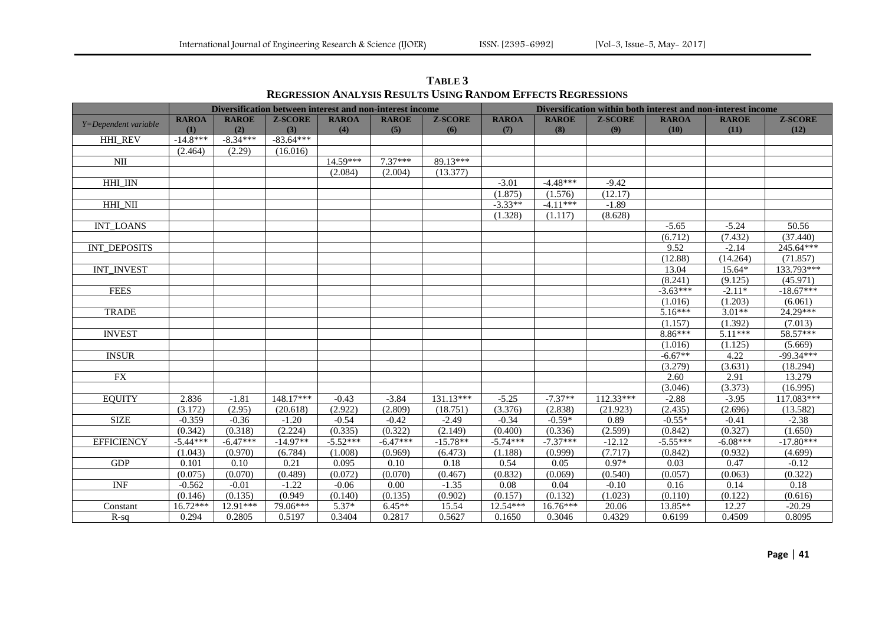**TABLE 3**
**REGRESSION ANALYSIS RESULTS USING RANDOM EFFECTS REGRESSIONS**

| | Diversification between interest and non-interest income | | | | | | Diversification within both interest and non-interest income | | | | | |
|---|---|---|---|---|---|---|---|---|---|---|---|---|
| *Y=Dependent variable* | RAROA (1) | RAROE (2) | Z-SCORE (3) | RAROA (4) | RAROE (5) | Z-SCORE (6) | RAROA (7) | RAROE (8) | Z-SCORE (9) | RAROA (10) | RAROE (11) | Z-SCORE (12) |
| HHI_REV | -14.8*** | -8.34*** | -83.64*** | | | | | | | | | |
| | (2.464) | (2.29) | (16.016) | | | | | | | | | |
| NII | | | | 14.59*** | 7.37*** | 89.13*** | | | | | | |
| | | | | (2.084) | (2.004) | (13.377) | | | | | | |
| HHI_IIN | | | | | | | -3.01 | -4.48*** | -9.42 | | | |
| | | | | | | | (1.875) | (1.576) | (12.17) | | | |
| HHI_NII | | | | | | | -3.33** | -4.11*** | -1.89 | | | |
| | | | | | | | (1.328) | (1.117) | (8.628) | | | |
| INT_LOANS | | | | | | | | | | -5.65 | -5.24 | 50.56 |
| | | | | | | | | | | (6.712) | (7.432) | (37.440) |
| INT_DEPOSITS | | | | | | | | | | 9.52 | -2.14 | 245.64*** |
| | | | | | | | | | | (12.88) | (14.264) | (71.857) |
| INT_INVEST | | | | | | | | | | 13.04 | 15.64* | 133.793*** |
| | | | | | | | | | | (8.241) | (9.125) | (45.971) |
| FEES | | | | | | | | | | -3.63*** | -2.11* | -18.67*** |
| | | | | | | | | | | (1.016) | (1.203) | (6.061) |
| TRADE | | | | | | | | | | 5.16*** | 3.01** | 24.29*** |
| | | | | | | | | | | (1.157) | (1.392) | (7.013) |
| INVEST | | | | | | | | | | 8.86*** | 5.11*** | 58.57*** |
| | | | | | | | | | | (1.016) | (1.125) | (5.669) |
| INSUR | | | | | | | | | | -6.67** | 4.22 | -99.34*** |
| | | | | | | | | | | (3.279) | (3.631) | (18.294) |
| FX | | | | | | | | | | 2.60 | 2.91 | 13.279 |
| | | | | | | | | | | (3.046) | (3.373) | (16.995) |
| EQUITY | 2.836 | -1.81 | 148.17*** | -0.43 | -3.84 | 131.13*** | -5.25 | -7.37** | 112.33*** | -2.88 | -3.95 | 117.083*** |
| | (3.172) | (2.95) | (20.618) | (2.922) | (2.809) | (18.751) | (3.376) | (2.838) | (21.923) | (2.435) | (2.696) | (13.582) |
| SIZE | -0.359 | -0.36 | -1.20 | -0.54 | -0.42 | -2.49 | -0.34 | -0.59* | 0.89 | -0.55* | -0.41 | -2.38 |
| | (0.342) | (0.318) | (2.224) | (0.335) | (0.322) | (2.149) | (0.400) | (0.336) | (2.599) | (0.842) | (0.327) | (1.650) |
| EFFICIENCY | -5.44*** | -6.47*** | -14.97** | -5.52*** | -6.47*** | -15.78** | -5.74*** | -7.37*** | -12.12 | -5.55*** | -6.08*** | -17.80*** |
| | (1.043) | (0.970) | (6.784) | (1.008) | (0.969) | (6.473) | (1.188) | (0.999) | (7.717) | (0.842) | (0.932) | (4.699) |
| GDP | 0.101 | 0.10 | 0.21 | 0.095 | 0.10 | 0.18 | 0.54 | 0.05 | 0.97* | 0.03 | 0.47 | -0.12 |
| | (0.075) | (0.070) | (0.489) | (0.072) | (0.070) | (0.467) | (0.832) | (0.069) | (0.540) | (0.057) | (0.063) | (0.322) |
| INF | -0.562 | -0.01 | -1.22 | -0.06 | 0.00 | -1.35 | 0.08 | 0.04 | -0.10 | 0.16 | 0.14 | 0.18 |
| | (0.146) | (0.135) | (0.949 | (0.140) | (0.135) | (0.902) | (0.157) | (0.132) | (1.023) | (0.110) | (0.122) | (0.616) |
| Constant | 16.72*** | 12.91*** | 79.06*** | 5.37* | 6.45** | 15.54 | 12.54*** | 16.76*** | 20.06 | 13.85** | 12.27 | -20.29 |
| R-sq | 0.294 | 0.2805 | 0.5197 | 0.3404 | 0.2817 | 0.5627 | 0.1650 | 0.3046 | 0.4329 | 0.6199 | 0.4509 | 0.8095 |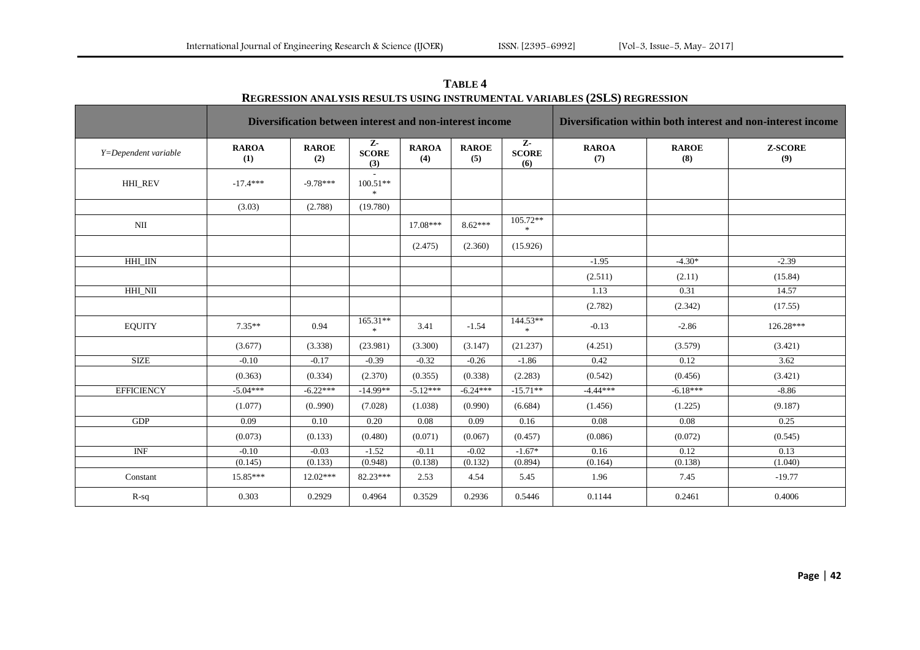**TABLE 4**
**REGRESSION ANALYSIS RESULTS USING INSTRUMENTAL VARIABLES (2SLS) REGRESSION**

| | Diversification between interest and non-interest income | | | | | | Diversification within both interest and non-interest income | | |
|---|---|---|---|---|---|---|---|---|---|
| *Y=Dependent variable* | **RAROA (1)** | **RAROE (2)** | **Z-SCORE (3)** | **RAROA (4)** | **RAROE (5)** | **Z-SCORE (6)** | **RAROA (7)** | **RAROE (8)** | **Z-SCORE (9)** |
| HHI_REV | -17.4*** | -9.78*** | -100.51*** | | | | | | |
| | (3.03) | (2.788) | (19.780) | | | | | | |
| NII | | | | 17.08*** | 8.62*** | 105.72*** | | | |
| | | | | (2.475) | (2.360) | (15.926) | | | |
| HHI_IIN | | | | | | | -1.95 | -4.30* | -2.39 |
| | | | | | | | (2.511) | (2.11) | (15.84) |
| HHI_NII | | | | | | | 1.13 | 0.31 | 14.57 |
| | | | | | | | (2.782) | (2.342) | (17.55) |
| EQUITY | 7.35** | 0.94 | 165.31*** | 3.41 | -1.54 | 144.53*** | -0.13 | -2.86 | 126.28*** |
| | (3.677) | (3.338) | (23.981) | (3.300) | (3.147) | (21.237) | (4.251) | (3.579) | (3.421) |
| SIZE | -0.10 | -0.17 | -0.39 | -0.32 | -0.26 | -1.86 | 0.42 | 0.12 | 3.62 |
| | (0.363) | (0.334) | (2.370) | (0.355) | (0.338) | (2.283) | (0.542) | (0.456) | (3.421) |
| EFFICIENCY | -5.04*** | -6.22*** | -14.99** | -5.12*** | -6.24*** | -15.71** | -4.44*** | -6.18*** | -8.86 |
| | (1.077) | (0..990) | (7.028) | (1.038) | (0.990) | (6.684) | (1.456) | (1.225) | (9.187) |
| GDP | 0.09 | 0.10 | 0.20 | 0.08 | 0.09 | 0.16 | 0.08 | 0.08 | 0.25 |
| | (0.073) | (0.133) | (0.480) | (0.071) | (0.067) | (0.457) | (0.086) | (0.072) | (0.545) |
| INF | -0.10 | -0.03 | -1.52 | -0.11 | -0.02 | -1.67* | 0.16 | 0.12 | 0.13 |
| | (0.145) | (0.133) | (0.948) | (0.138) | (0.132) | (0.894) | (0.164) | (0.138) | (1.040) |
| Constant | 15.85*** | 12.02*** | 82.23*** | 2.53 | 4.54 | 5.45 | 1.96 | 7.45 | -19.77 |
| R-sq | 0.303 | 0.2929 | 0.4964 | 0.3529 | 0.2936 | 0.5446 | 0.1144 | 0.2461 | 0.4006 |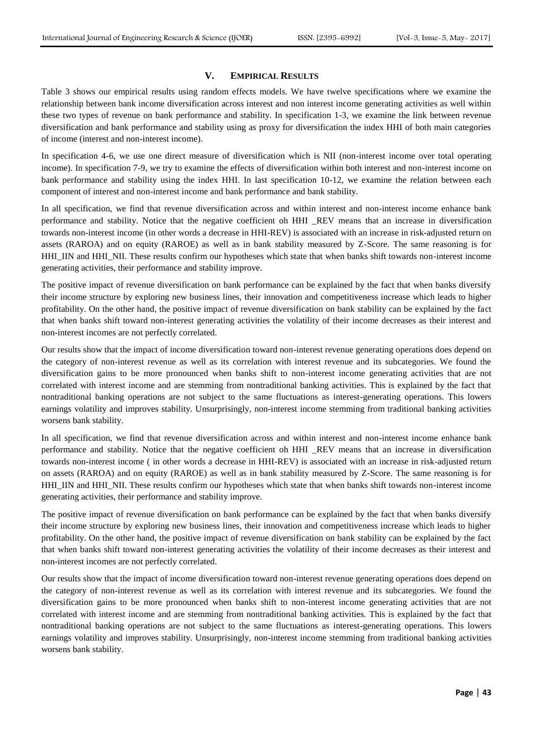## V. EMPIRICAL RESULTS

Table 3 shows our empirical results using random effects models. We have twelve specifications where we examine the relationship between bank income diversification across interest and non interest income generating activities as well within these two types of revenue on bank performance and stability. In specification 1-3, we examine the link between revenue diversification and bank performance and stability using as proxy for diversification the index HHI of both main categories of income (interest and non-interest income).

In specification 4-6, we use one direct measure of diversification which is NII (non-interest income over total operating income). In specification 7-9, we try to examine the effects of diversification within both interest and non-interest income on bank performance and stability using the index HHI. In last specification 10-12, we examine the relation between each component of interest and non-interest income and bank performance and bank stability.

In all specification, we find that revenue diversification across and within interest and non-interest income enhance bank performance and stability. Notice that the negative coefficient oh HHI _REV means that an increase in diversification towards non-interest income (in other words a decrease in HHI-REV) is associated with an increase in risk-adjusted return on assets (RAROA) and on equity (RAROE) as well as in bank stability measured by Z-Score. The same reasoning is for HHI_IIN and HHI_NII. These results confirm our hypotheses which state that when banks shift towards non-interest income generating activities, their performance and stability improve.

The positive impact of revenue diversification on bank performance can be explained by the fact that when banks diversify their income structure by exploring new business lines, their innovation and competitiveness increase which leads to higher profitability. On the other hand, the positive impact of revenue diversification on bank stability can be explained by the fact that when banks shift toward non-interest generating activities the volatility of their income decreases as their interest and non-interest incomes are not perfectly correlated.

Our results show that the impact of income diversification toward non-interest revenue generating operations does depend on the category of non-interest revenue as well as its correlation with interest revenue and its subcategories. We found the diversification gains to be more pronounced when banks shift to non-interest income generating activities that are not correlated with interest income and are stemming from nontraditional banking activities. This is explained by the fact that nontraditional banking operations are not subject to the same fluctuations as interest-generating operations. This lowers earnings volatility and improves stability. Unsurprisingly, non-interest income stemming from traditional banking activities worsens bank stability.

In all specification, we find that revenue diversification across and within interest and non-interest income enhance bank performance and stability. Notice that the negative coefficient oh HHI _REV means that an increase in diversification towards non-interest income ( in other words a decrease in HHI-REV) is associated with an increase in risk-adjusted return on assets (RAROA) and on equity (RAROE) as well as in bank stability measured by Z-Score. The same reasoning is for HHI_IIN and HHI_NII. These results confirm our hypotheses which state that when banks shift towards non-interest income generating activities, their performance and stability improve.

The positive impact of revenue diversification on bank performance can be explained by the fact that when banks diversify their income structure by exploring new business lines, their innovation and competitiveness increase which leads to higher profitability. On the other hand, the positive impact of revenue diversification on bank stability can be explained by the fact that when banks shift toward non-interest generating activities the volatility of their income decreases as their interest and non-interest incomes are not perfectly correlated.

Our results show that the impact of income diversification toward non-interest revenue generating operations does depend on the category of non-interest revenue as well as its correlation with interest revenue and its subcategories. We found the diversification gains to be more pronounced when banks shift to non-interest income generating activities that are not correlated with interest income and are stemming from nontraditional banking activities. This is explained by the fact that nontraditional banking operations are not subject to the same fluctuations as interest-generating operations. This lowers earnings volatility and improves stability. Unsurprisingly, non-interest income stemming from traditional banking activities worsens bank stability.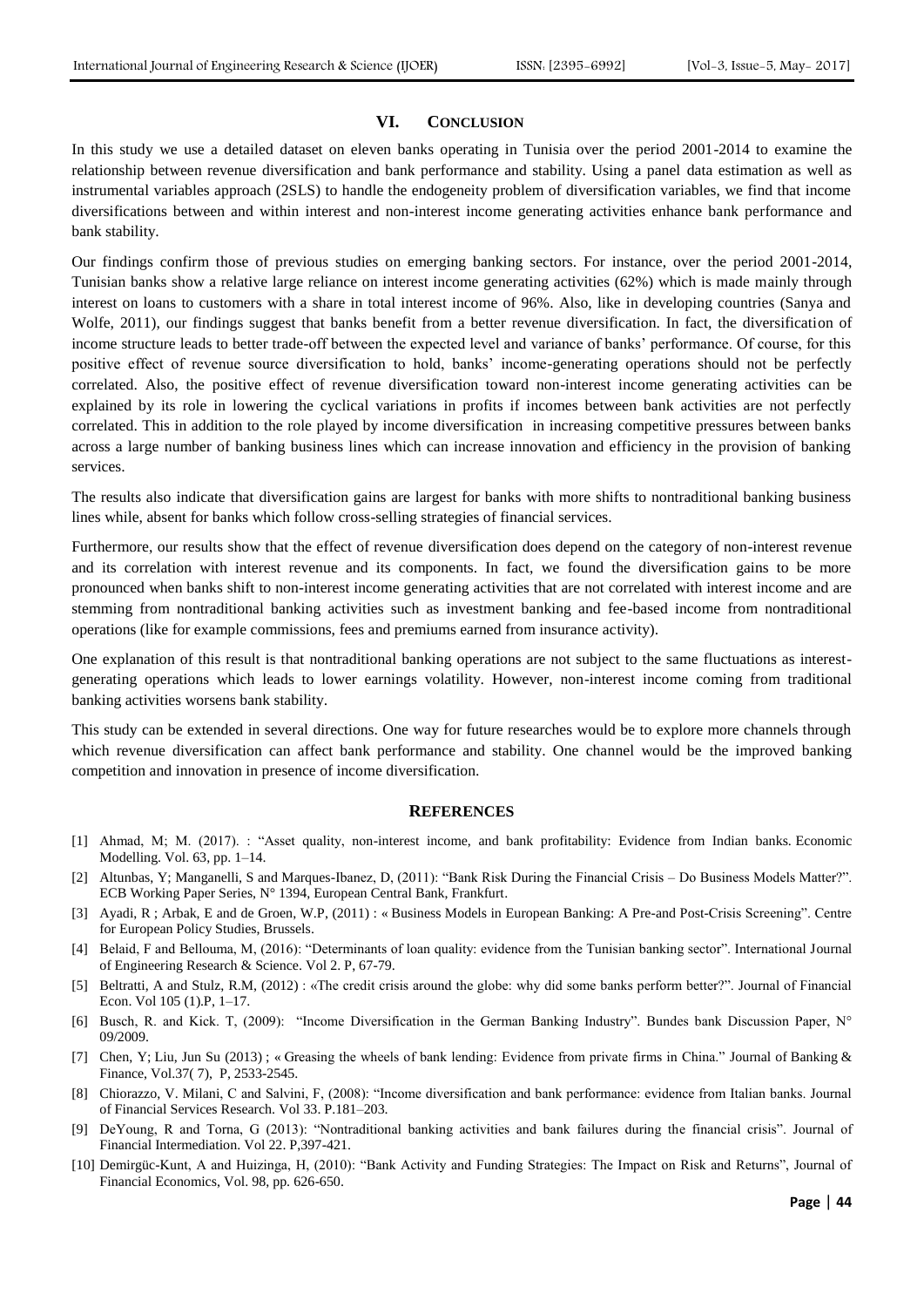## VI. CONCLUSION

In this study we use a detailed dataset on eleven banks operating in Tunisia over the period 2001-2014 to examine the relationship between revenue diversification and bank performance and stability. Using a panel data estimation as well as instrumental variables approach (2SLS) to handle the endogeneity problem of diversification variables, we find that income diversifications between and within interest and non-interest income generating activities enhance bank performance and bank stability.

Our findings confirm those of previous studies on emerging banking sectors. For instance, over the period 2001-2014, Tunisian banks show a relative large reliance on interest income generating activities (62%) which is made mainly through interest on loans to customers with a share in total interest income of 96%. Also, like in developing countries (Sanya and Wolfe, 2011), our findings suggest that banks benefit from a better revenue diversification. In fact, the diversification of income structure leads to better trade-off between the expected level and variance of banks' performance. Of course, for this positive effect of revenue source diversification to hold, banks' income-generating operations should not be perfectly correlated. Also, the positive effect of revenue diversification toward non-interest income generating activities can be explained by its role in lowering the cyclical variations in profits if incomes between bank activities are not perfectly correlated. This in addition to the role played by income diversification in increasing competitive pressures between banks across a large number of banking business lines which can increase innovation and efficiency in the provision of banking services.

The results also indicate that diversification gains are largest for banks with more shifts to nontraditional banking business lines while, absent for banks which follow cross-selling strategies of financial services.

Furthermore, our results show that the effect of revenue diversification does depend on the category of non-interest revenue and its correlation with interest revenue and its components. In fact, we found the diversification gains to be more pronounced when banks shift to non-interest income generating activities that are not correlated with interest income and are stemming from nontraditional banking activities such as investment banking and fee-based income from nontraditional operations (like for example commissions, fees and premiums earned from insurance activity).

One explanation of this result is that nontraditional banking operations are not subject to the same fluctuations as interest-generating operations which leads to lower earnings volatility. However, non-interest income coming from traditional banking activities worsens bank stability.

This study can be extended in several directions. One way for future researches would be to explore more channels through which revenue diversification can affect bank performance and stability. One channel would be the improved banking competition and innovation in presence of income diversification.

## REFERENCES

[1] Ahmad, M; M. (2017). : "Asset quality, non-interest income, and bank profitability: Evidence from Indian banks. Economic Modelling. Vol. 63, pp. 1–14.

[2] Altunbas, Y; Manganelli, S and Marques-Ibanez, D, (2011): "Bank Risk During the Financial Crisis – Do Business Models Matter?". ECB Working Paper Series, N° 1394, European Central Bank, Frankfurt.

[3] Ayadi, R ; Arbak, E and de Groen, W.P, (2011) : « Business Models in European Banking: A Pre-and Post-Crisis Screening". Centre for European Policy Studies, Brussels.

[4] Belaid, F and Bellouma, M, (2016): "Determinants of loan quality: evidence from the Tunisian banking sector". International Journal of Engineering Research & Science. Vol 2. P, 67-79.

[5] Beltratti, A and Stulz, R.M, (2012) : «The credit crisis around the globe: why did some banks perform better?". Journal of Financial Econ. Vol 105 (1).P, 1–17.

[6] Busch, R. and Kick. T, (2009): "Income Diversification in the German Banking Industry". Bundes bank Discussion Paper, N° 09/2009.

[7] Chen, Y; Liu, Jun Su (2013) ; « Greasing the wheels of bank lending: Evidence from private firms in China." Journal of Banking & Finance, Vol.37( 7), P, 2533-2545.

[8] Chiorazzo, V. Milani, C and Salvini, F, (2008): "Income diversification and bank performance: evidence from Italian banks. Journal of Financial Services Research. Vol 33. P.181–203.

[9] DeYoung, R and Torna, G (2013): "Nontraditional banking activities and bank failures during the financial crisis". Journal of Financial Intermediation. Vol 22. P,397-421.

[10] Demirgüc-Kunt, A and Huizinga, H, (2010): "Bank Activity and Funding Strategies: The Impact on Risk and Returns", Journal of Financial Economics, Vol. 98, pp. 626-650.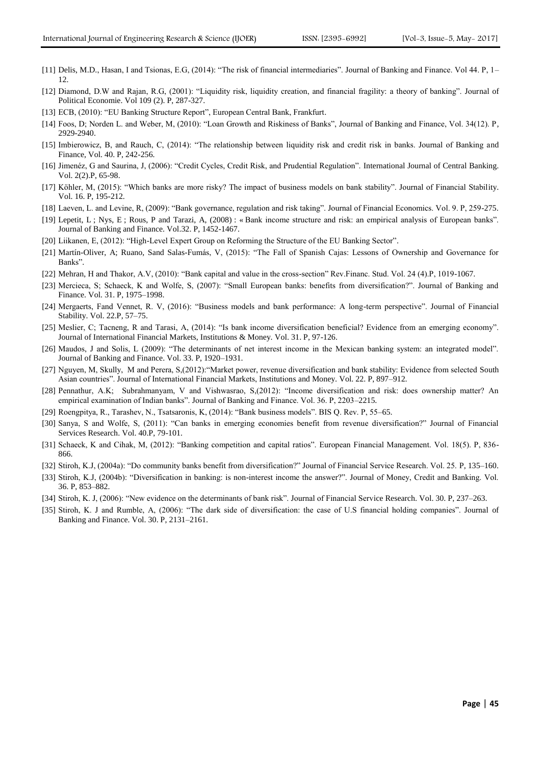[11] Delis, M.D., Hasan, I and Tsionas, E.G, (2014): "The risk of financial intermediaries". Journal of Banking and Finance. Vol 44. P, 1–12.

[12] Diamond, D.W and Rajan, R.G, (2001): "Liquidity risk, liquidity creation, and financial fragility: a theory of banking". Journal of Political Economie. Vol 109 (2). P, 287-327.

[13] ECB, (2010): "EU Banking Structure Report", European Central Bank, Frankfurt.

[14] Foos, D; Norden L. and Weber, M, (2010): "Loan Growth and Riskiness of Banks", Journal of Banking and Finance, Vol. 34(12). P, 2929-2940.

[15] Imbierowicz, B, and Rauch, C, (2014): "The relationship between liquidity risk and credit risk in banks. Journal of Banking and Finance, Vol. 40. P, 242-256.

[16] Jimenéz, G and Saurina, J, (2006): "Credit Cycles, Credit Risk, and Prudential Regulation". International Journal of Central Banking. Vol. 2(2).P, 65-98.

[17] Köhler, M, (2015): "Which banks are more risky? The impact of business models on bank stability". Journal of Financial Stability. Vol. 16. P, 195-212.

[18] Laeven, L. and Levine, R, (2009): "Bank governance, regulation and risk taking". Journal of Financial Economics. Vol. 9. P, 259-275.

[19] Lepetit, L ; Nys, E ; Rous, P and Tarazi, A, (2008) : « Bank income structure and risk: an empirical analysis of European banks". Journal of Banking and Finance. Vol.32. P, 1452-1467.

[20] Liikanen, E, (2012): "High-Level Expert Group on Reforming the Structure of the EU Banking Sector".

[21] Martín-Oliver, A; Ruano, Sand Salas-Fumás, V, (2015): "The Fall of Spanish Cajas: Lessons of Ownership and Governance for Banks".

[22] Mehran, H and Thakor, A.V, (2010): "Bank capital and value in the cross-section" Rev.Financ. Stud. Vol. 24 (4).P, 1019-1067.

[23] Mercieca, S; Schaeck, K and Wolfe, S, (2007): "Small European banks: benefits from diversification?". Journal of Banking and Finance. Vol. 31. P, 1975–1998.

[24] Mergaerts, Fand Vennet, R. V, (2016): "Business models and bank performance: A long-term perspective". Journal of Financial Stability. Vol. 22.P, 57–75.

[25] Meslier, C; Tacneng, R and Tarasi, A, (2014): "Is bank income diversification beneficial? Evidence from an emerging economy". Journal of International Financial Markets, Institutions & Money. Vol. 31. P, 97-126.

[26] Maudos, J and Solis, L (2009): "The determinants of net interest income in the Mexican banking system: an integrated model". Journal of Banking and Finance. Vol. 33. P, 1920–1931.

[27] Nguyen, M, Skully, M and Perera, S,(2012):"Market power, revenue diversification and bank stability: Evidence from selected South Asian countries". Journal of International Financial Markets, Institutions and Money. Vol. 22. P, 897–912.

[28] Pennathur, A.K; Subrahmanyam, V and Vishwasrao, S,(2012): "Income diversification and risk: does ownership matter? An empirical examination of Indian banks". Journal of Banking and Finance. Vol. 36. P, 2203–2215.

[29] Roengpitya, R., Tarashev, N., Tsatsaronis, K, (2014): "Bank business models". BIS Q. Rev. P, 55–65.

[30] Sanya, S and Wolfe, S, (2011): "Can banks in emerging economies benefit from revenue diversification?" Journal of Financial Services Research. Vol. 40.P, 79-101.

[31] Schaeck, K and Cihak, M, (2012): "Banking competition and capital ratios". European Financial Management. Vol. 18(5). P, 836-866.

[32] Stiroh, K.J, (2004a): "Do community banks benefit from diversification?" Journal of Financial Service Research. Vol. 25. P, 135–160.

[33] Stiroh, K.J, (2004b): "Diversification in banking: is non-interest income the answer?". Journal of Money, Credit and Banking. Vol. 36. P, 853–882.

[34] Stiroh, K. J, (2006): "New evidence on the determinants of bank risk". Journal of Financial Service Research. Vol. 30. P, 237–263.

[35] Stiroh, K. J and Rumble, A, (2006): "The dark side of diversification: the case of U.S financial holding companies". Journal of Banking and Finance. Vol. 30. P, 2131–2161.